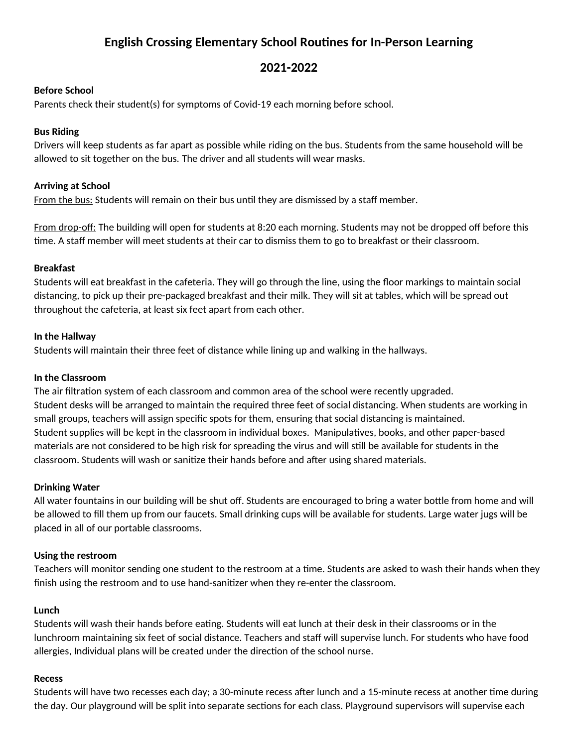# English Crossing Elementary School Routines for In-Person Learning

## 2021-2022

**Before School**
Parents check their student(s) for symptoms of Covid-19 each morning before school.

**Bus Riding**
Drivers will keep students as far apart as possible while riding on the bus. Students from the same household will be allowed to sit together on the bus. The driver and all students will wear masks.

**Arriving at School**
<u>From the bus:</u> Students will remain on their bus until they are dismissed by a staff member.

<u>From drop-off:</u> The building will open for students at 8:20 each morning. Students may not be dropped off before this time. A staff member will meet students at their car to dismiss them to go to breakfast or their classroom.

**Breakfast**
Students will eat breakfast in the cafeteria. They will go through the line, using the floor markings to maintain social distancing, to pick up their pre-packaged breakfast and their milk. They will sit at tables, which will be spread out throughout the cafeteria, at least six feet apart from each other.

**In the Hallway**
Students will maintain their three feet of distance while lining up and walking in the hallways.

**In the Classroom**
The air filtration system of each classroom and common area of the school were recently upgraded.
Student desks will be arranged to maintain the required three feet of social distancing. When students are working in small groups, teachers will assign specific spots for them, ensuring that social distancing is maintained.
Student supplies will be kept in the classroom in individual boxes. Manipulatives, books, and other paper-based materials are not considered to be high risk for spreading the virus and will still be available for students in the classroom. Students will wash or sanitize their hands before and after using shared materials.

**Drinking Water**
All water fountains in our building will be shut off. Students are encouraged to bring a water bottle from home and will be allowed to fill them up from our faucets. Small drinking cups will be available for students. Large water jugs will be placed in all of our portable classrooms.

**Using the restroom**
Teachers will monitor sending one student to the restroom at a time. Students are asked to wash their hands when they finish using the restroom and to use hand-sanitizer when they re-enter the classroom.

**Lunch**
Students will wash their hands before eating. Students will eat lunch at their desk in their classrooms or in the lunchroom maintaining six feet of social distance. Teachers and staff will supervise lunch. For students who have food allergies, Individual plans will be created under the direction of the school nurse.

**Recess**
Students will have two recesses each day; a 30-minute recess after lunch and a 15-minute recess at another time during the day. Our playground will be split into separate sections for each class. Playground supervisors will supervise each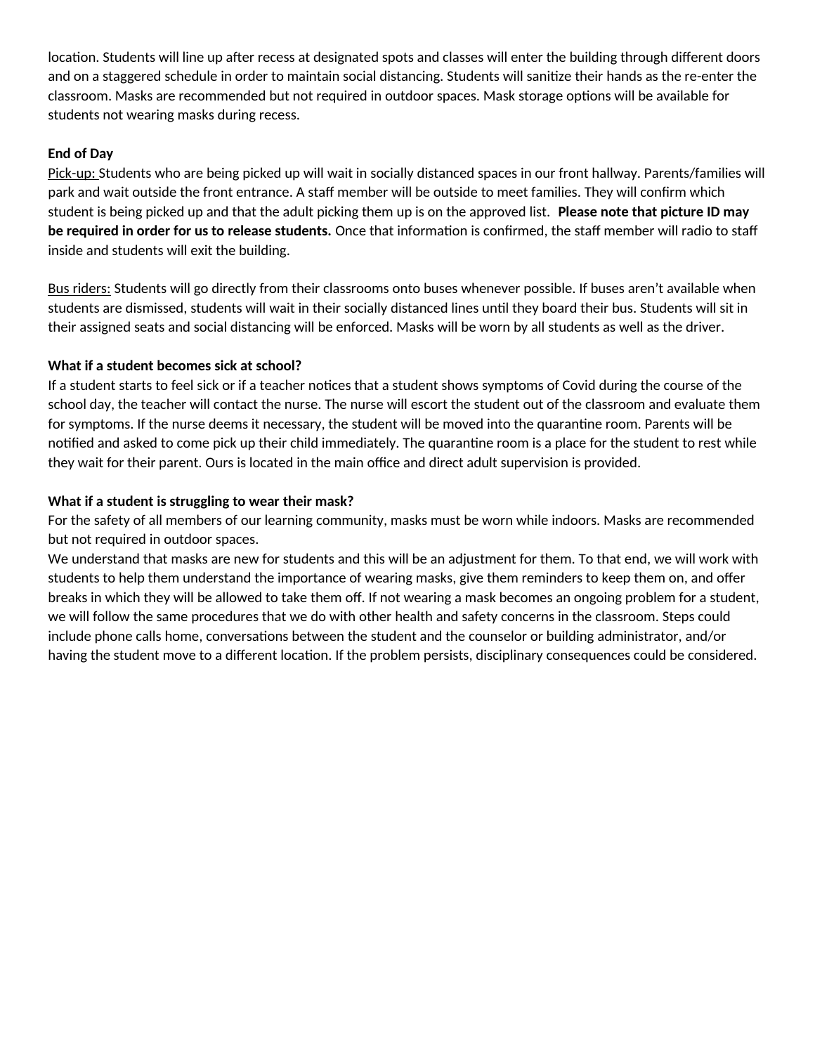location. Students will line up after recess at designated spots and classes will enter the building through different doors and on a staggered schedule in order to maintain social distancing. Students will sanitize their hands as the re-enter the classroom. Masks are recommended but not required in outdoor spaces. Mask storage options will be available for students not wearing masks during recess.

**End of Day**

Pick-up: Students who are being picked up will wait in socially distanced spaces in our front hallway. Parents/families will park and wait outside the front entrance. A staff member will be outside to meet families. They will confirm which student is being picked up and that the adult picking them up is on the approved list. **Please note that picture ID may be required in order for us to release students.** Once that information is confirmed, the staff member will radio to staff inside and students will exit the building.

Bus riders: Students will go directly from their classrooms onto buses whenever possible. If buses aren't available when students are dismissed, students will wait in their socially distanced lines until they board their bus. Students will sit in their assigned seats and social distancing will be enforced. Masks will be worn by all students as well as the driver.

**What if a student becomes sick at school?**

If a student starts to feel sick or if a teacher notices that a student shows symptoms of Covid during the course of the school day, the teacher will contact the nurse. The nurse will escort the student out of the classroom and evaluate them for symptoms. If the nurse deems it necessary, the student will be moved into the quarantine room. Parents will be notified and asked to come pick up their child immediately. The quarantine room is a place for the student to rest while they wait for their parent. Ours is located in the main office and direct adult supervision is provided.

**What if a student is struggling to wear their mask?**

For the safety of all members of our learning community, masks must be worn while indoors. Masks are recommended but not required in outdoor spaces.

We understand that masks are new for students and this will be an adjustment for them. To that end, we will work with students to help them understand the importance of wearing masks, give them reminders to keep them on, and offer breaks in which they will be allowed to take them off. If not wearing a mask becomes an ongoing problem for a student, we will follow the same procedures that we do with other health and safety concerns in the classroom. Steps could include phone calls home, conversations between the student and the counselor or building administrator, and/or having the student move to a different location. If the problem persists, disciplinary consequences could be considered.